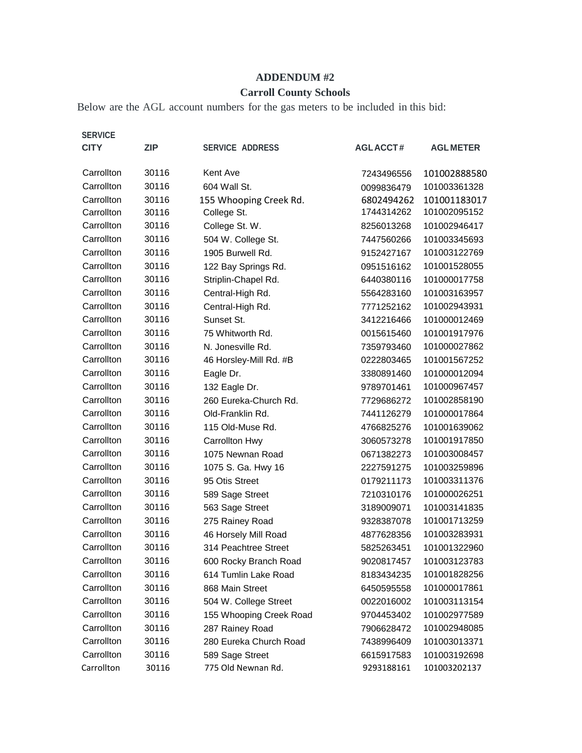# ADDENDUM #2

## Carroll County Schools

Below are the AGL account numbers for the gas meters to be included in this bid:

| SERVICE CITY | ZIP | SERVICE ADDRESS | AGL ACCT# | AGL METER |
|---|---|---|---|---|
| Carrollton | 30116 | Kent Ave | 7243496556 | 101002888580 |
| Carrollton | 30116 | 604 Wall St. | 0099836479 | 101003361328 |
| Carrollton | 30116 | 155 Whooping Creek Rd. | 6802494262 | 101001183017 |
| Carrollton | 30116 | College St. | 1744314262 | 101002095152 |
| Carrollton | 30116 | College St. W. | 8256013268 | 101002946417 |
| Carrollton | 30116 | 504 W. College St. | 7447560266 | 101003345693 |
| Carrollton | 30116 | 1905 Burwell Rd. | 9152427167 | 101003122769 |
| Carrollton | 30116 | 122 Bay Springs Rd. | 0951516162 | 101001528055 |
| Carrollton | 30116 | Striplin-Chapel Rd. | 6440380116 | 101000017758 |
| Carrollton | 30116 | Central-High Rd. | 5564283160 | 101003163957 |
| Carrollton | 30116 | Central-High Rd. | 7771252162 | 101002943931 |
| Carrollton | 30116 | Sunset St. | 3412216466 | 101000012469 |
| Carrollton | 30116 | 75 Whitworth Rd. | 0015615460 | 101001917976 |
| Carrollton | 30116 | N. Jonesville Rd. | 7359793460 | 101000027862 |
| Carrollton | 30116 | 46 Horsley-Mill Rd. #B | 0222803465 | 101001567252 |
| Carrollton | 30116 | Eagle Dr. | 3380891460 | 101000012094 |
| Carrollton | 30116 | 132 Eagle Dr. | 9789701461 | 101000967457 |
| Carrollton | 30116 | 260 Eureka-Church Rd. | 7729686272 | 101002858190 |
| Carrollton | 30116 | Old-Franklin Rd. | 7441126279 | 101000017864 |
| Carrollton | 30116 | 115 Old-Muse Rd. | 4766825276 | 101001639062 |
| Carrollton | 30116 | Carrollton Hwy | 3060573278 | 101001917850 |
| Carrollton | 30116 | 1075 Newnan Road | 0671382273 | 101003008457 |
| Carrollton | 30116 | 1075 S. Ga. Hwy 16 | 2227591275 | 101003259896 |
| Carrollton | 30116 | 95 Otis Street | 0179211173 | 101003311376 |
| Carrollton | 30116 | 589 Sage Street | 7210310176 | 101000026251 |
| Carrollton | 30116 | 563 Sage Street | 3189009071 | 101003141835 |
| Carrollton | 30116 | 275 Rainey Road | 9328387078 | 101001713259 |
| Carrollton | 30116 | 46 Horsely Mill Road | 4877628356 | 101003283931 |
| Carrollton | 30116 | 314 Peachtree Street | 5825263451 | 101001322960 |
| Carrollton | 30116 | 600 Rocky Branch Road | 9020817457 | 101003123783 |
| Carrollton | 30116 | 614 Tumlin Lake Road | 8183434235 | 101001828256 |
| Carrollton | 30116 | 868 Main Street | 6450595558 | 101000017861 |
| Carrollton | 30116 | 504 W. College Street | 0022016002 | 101003113154 |
| Carrollton | 30116 | 155 Whooping Creek Road | 9704453402 | 101002977589 |
| Carrollton | 30116 | 287 Rainey Road | 7906628472 | 101002948085 |
| Carrollton | 30116 | 280 Eureka Church Road | 7438996409 | 101003013371 |
| Carrollton | 30116 | 589 Sage Street | 6615917583 | 101003192698 |
| Carrollton | 30116 | 775 Old Newnan Rd. | 9293188161 | 101003202137 |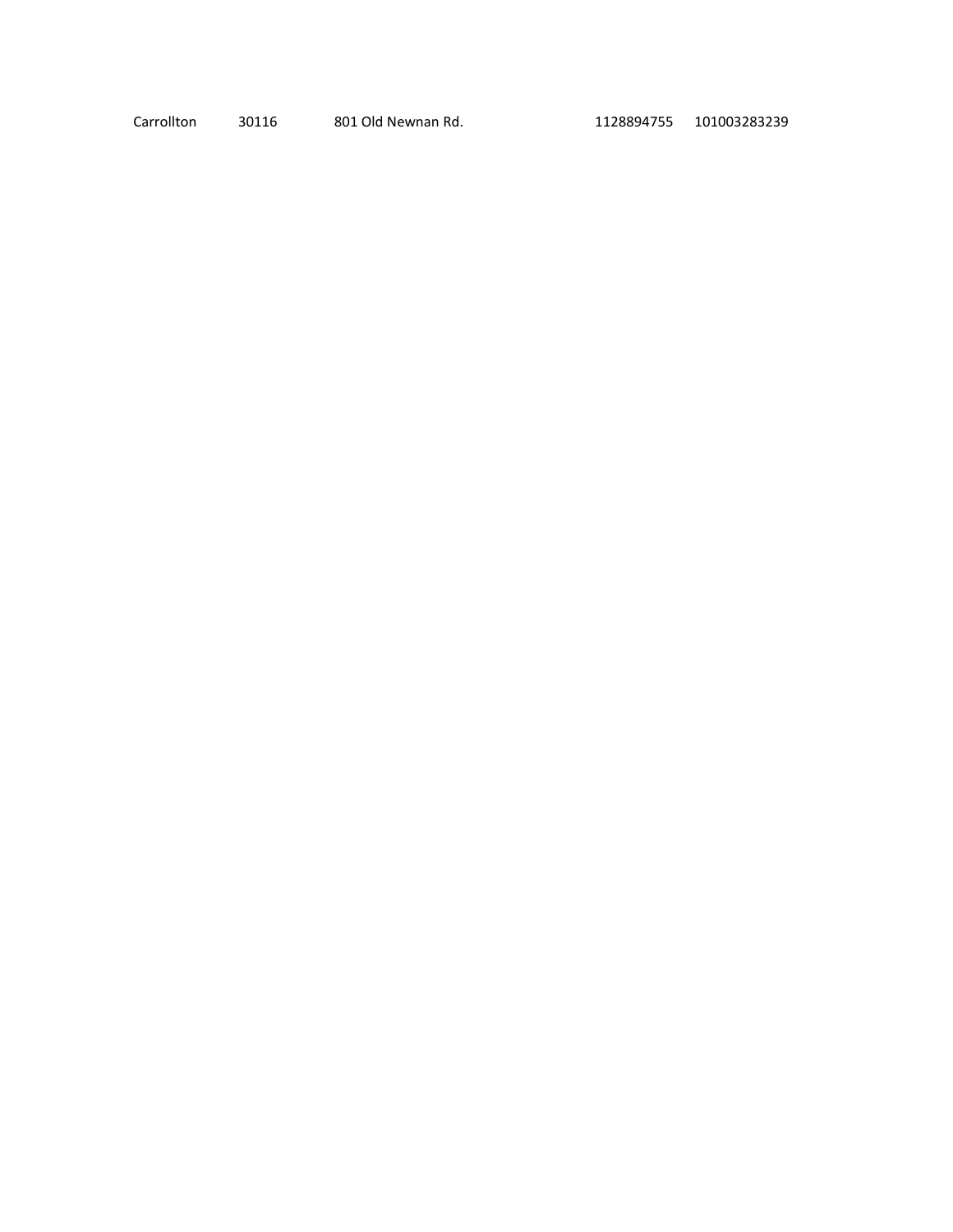| | | | | |
|---|---|---|---|---|
| Carrollton | 30116 | 801 Old Newnan Rd. | 1128894755 | 101003283239 |